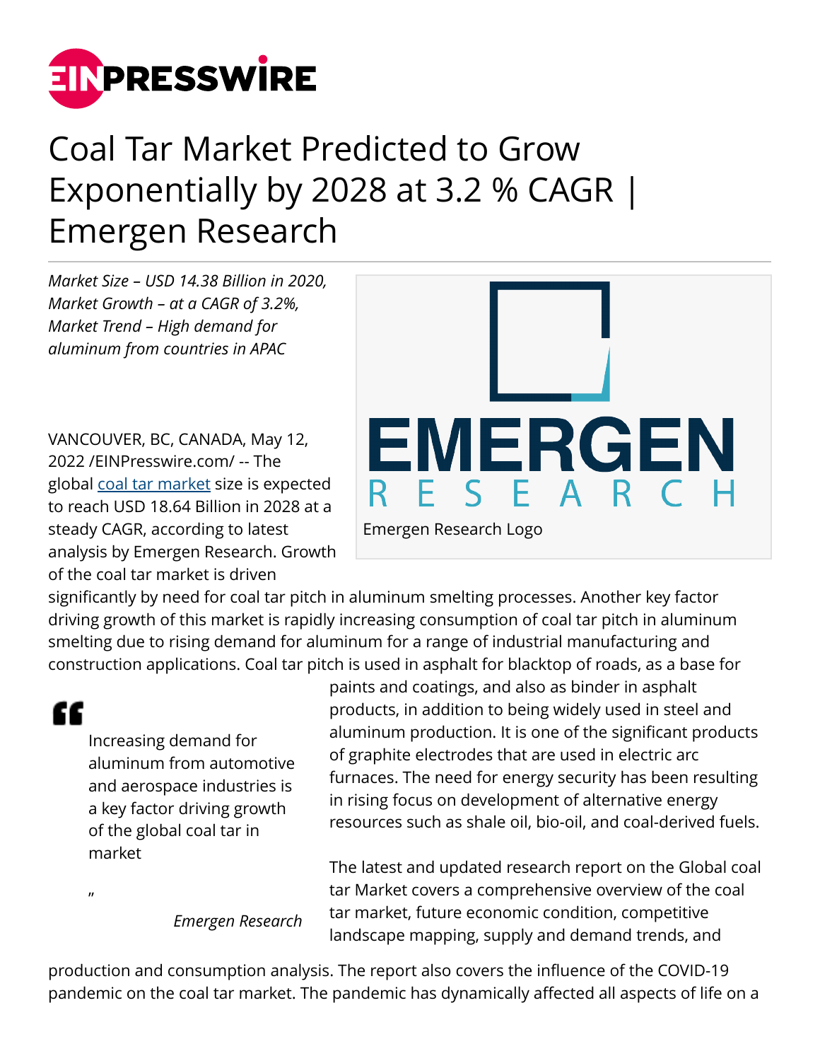# Coal Tar Market Predicted to Grow Exponentially by 2028 at 3.2 % CAGR | Emergen Research

*Market Size – USD 14.38 Billion in 2020, Market Growth – at a CAGR of 3.2%, Market Trend – High demand for aluminum from countries in APAC*

Emergen Research Logo

VANCOUVER, BC, CANADA, May 12, 2022 /EINPresswire.com/ -- The global coal tar market size is expected to reach USD 18.64 Billion in 2028 at a steady CAGR, according to latest analysis by Emergen Research. Growth of the coal tar market is driven significantly by need for coal tar pitch in aluminum smelting processes. Another key factor driving growth of this market is rapidly increasing consumption of coal tar pitch in aluminum smelting due to rising demand for aluminum for a range of industrial manufacturing and construction applications. Coal tar pitch is used in asphalt for blacktop of roads, as a base for paints and coatings, and also as binder in asphalt products, in addition to being widely used in steel and aluminum production. It is one of the significant products of graphite electrodes that are used in electric arc furnaces. The need for energy security has been resulting in rising focus on development of alternative energy resources such as shale oil, bio-oil, and coal-derived fuels.

> Increasing demand for aluminum from automotive and aerospace industries is a key factor driving growth of the global coal tar in market
>
> — *Emergen Research*

The latest and updated research report on the Global coal tar Market covers a comprehensive overview of the coal tar market, future economic condition, competitive landscape mapping, supply and demand trends, and production and consumption analysis. The report also covers the influence of the COVID-19 pandemic on the coal tar market. The pandemic has dynamically affected all aspects of life on a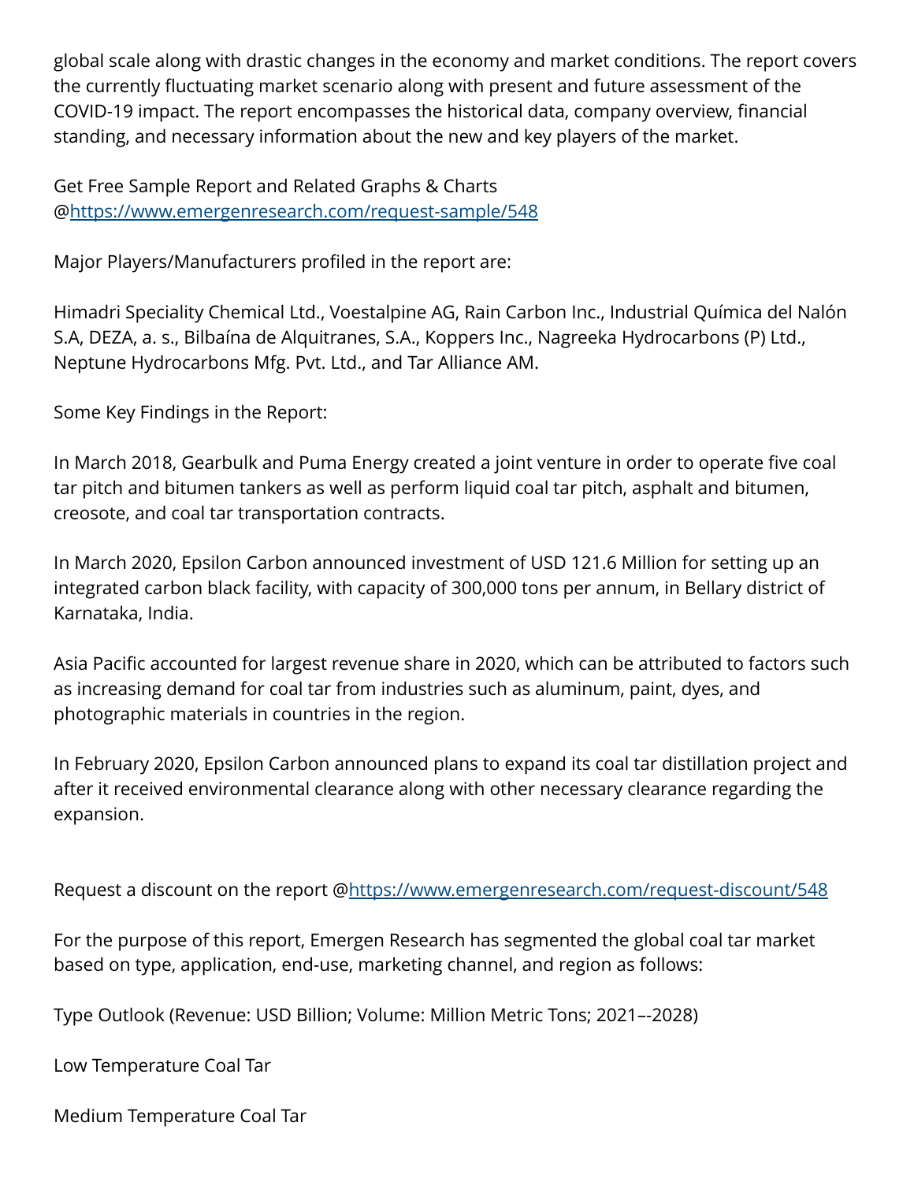global scale along with drastic changes in the economy and market conditions. The report covers the currently fluctuating market scenario along with present and future assessment of the COVID-19 impact. The report encompasses the historical data, company overview, financial standing, and necessary information about the new and key players of the market.

Get Free Sample Report and Related Graphs & Charts @https://www.emergenresearch.com/request-sample/548

Major Players/Manufacturers profiled in the report are:

Himadri Speciality Chemical Ltd., Voestalpine AG, Rain Carbon Inc., Industrial Química del Nalón S.A, DEZA, a. s., Bilbaína de Alquitranes, S.A., Koppers Inc., Nagreeka Hydrocarbons (P) Ltd., Neptune Hydrocarbons Mfg. Pvt. Ltd., and Tar Alliance AM.

Some Key Findings in the Report:

In March 2018, Gearbulk and Puma Energy created a joint venture in order to operate five coal tar pitch and bitumen tankers as well as perform liquid coal tar pitch, asphalt and bitumen, creosote, and coal tar transportation contracts.

In March 2020, Epsilon Carbon announced investment of USD 121.6 Million for setting up an integrated carbon black facility, with capacity of 300,000 tons per annum, in Bellary district of Karnataka, India.

Asia Pacific accounted for largest revenue share in 2020, which can be attributed to factors such as increasing demand for coal tar from industries such as aluminum, paint, dyes, and photographic materials in countries in the region.

In February 2020, Epsilon Carbon announced plans to expand its coal tar distillation project and after it received environmental clearance along with other necessary clearance regarding the expansion.

Request a discount on the report @https://www.emergenresearch.com/request-discount/548

For the purpose of this report, Emergen Research has segmented the global coal tar market based on type, application, end-use, marketing channel, and region as follows:

Type Outlook (Revenue: USD Billion; Volume: Million Metric Tons; 2021–-2028)

Low Temperature Coal Tar

Medium Temperature Coal Tar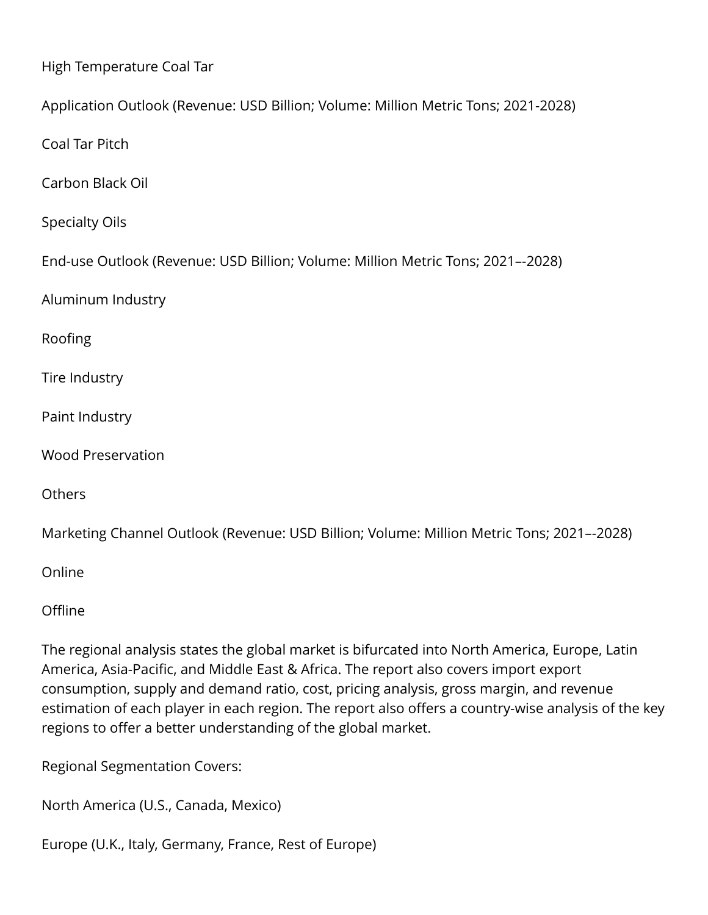High Temperature Coal Tar

Application Outlook (Revenue: USD Billion; Volume: Million Metric Tons; 2021-2028)

Coal Tar Pitch

Carbon Black Oil

Specialty Oils

End-use Outlook (Revenue: USD Billion; Volume: Million Metric Tons; 2021–-2028)

Aluminum Industry

Roofing

Tire Industry

Paint Industry

Wood Preservation

Others

Marketing Channel Outlook (Revenue: USD Billion; Volume: Million Metric Tons; 2021–-2028)

Online

Offline

The regional analysis states the global market is bifurcated into North America, Europe, Latin America, Asia-Pacific, and Middle East & Africa. The report also covers import export consumption, supply and demand ratio, cost, pricing analysis, gross margin, and revenue estimation of each player in each region. The report also offers a country-wise analysis of the key regions to offer a better understanding of the global market.

Regional Segmentation Covers:

North America (U.S., Canada, Mexico)

Europe (U.K., Italy, Germany, France, Rest of Europe)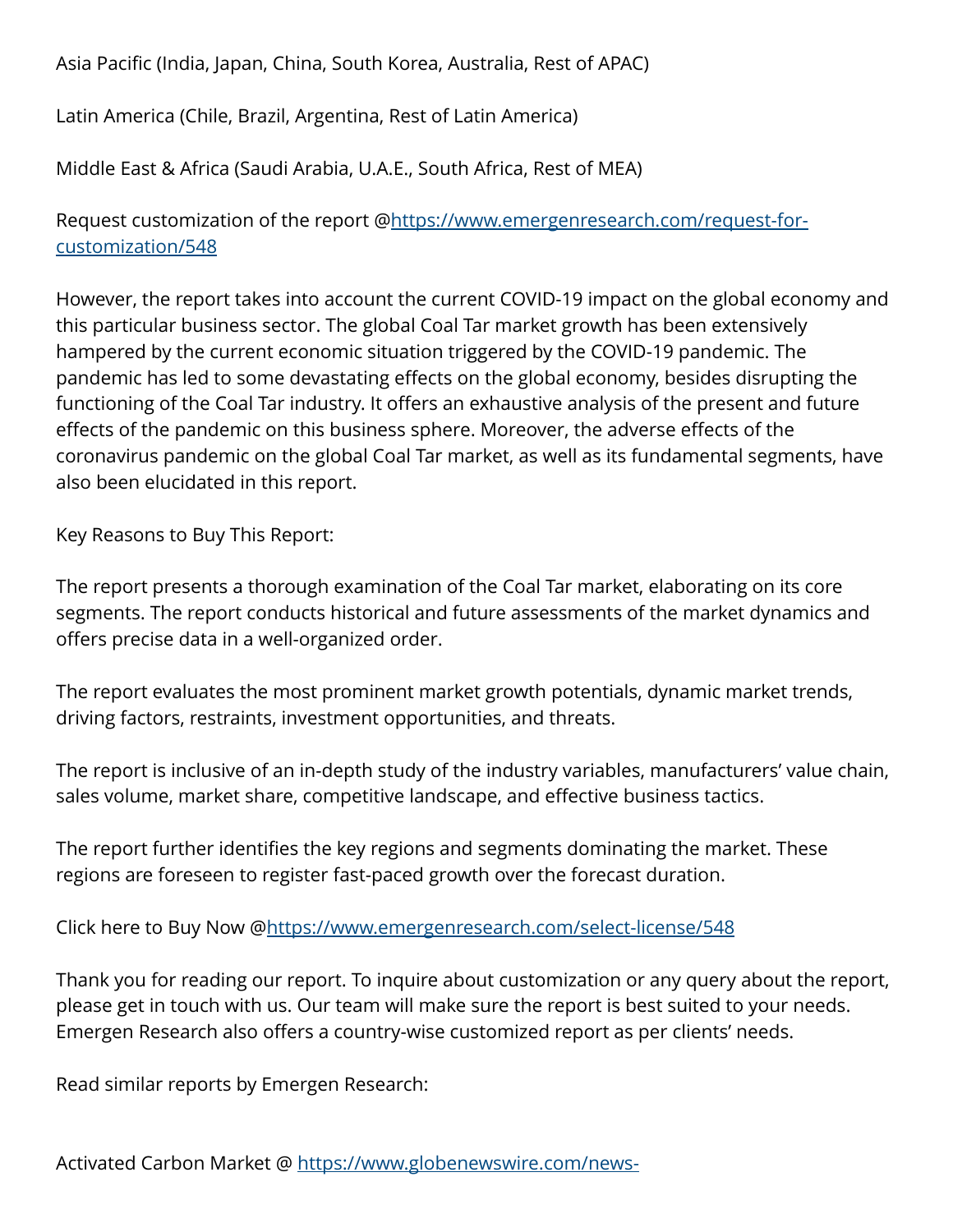Asia Pacific (India, Japan, China, South Korea, Australia, Rest of APAC)

Latin America (Chile, Brazil, Argentina, Rest of Latin America)

Middle East & Africa (Saudi Arabia, U.A.E., South Africa, Rest of MEA)

Request customization of the report @https://www.emergenresearch.com/request-for-customization/548

However, the report takes into account the current COVID-19 impact on the global economy and this particular business sector. The global Coal Tar market growth has been extensively hampered by the current economic situation triggered by the COVID-19 pandemic. The pandemic has led to some devastating effects on the global economy, besides disrupting the functioning of the Coal Tar industry. It offers an exhaustive analysis of the present and future effects of the pandemic on this business sphere. Moreover, the adverse effects of the coronavirus pandemic on the global Coal Tar market, as well as its fundamental segments, have also been elucidated in this report.

Key Reasons to Buy This Report:

The report presents a thorough examination of the Coal Tar market, elaborating on its core segments. The report conducts historical and future assessments of the market dynamics and offers precise data in a well-organized order.

The report evaluates the most prominent market growth potentials, dynamic market trends, driving factors, restraints, investment opportunities, and threats.

The report is inclusive of an in-depth study of the industry variables, manufacturers' value chain, sales volume, market share, competitive landscape, and effective business tactics.

The report further identifies the key regions and segments dominating the market. These regions are foreseen to register fast-paced growth over the forecast duration.

Click here to Buy Now @https://www.emergenresearch.com/select-license/548

Thank you for reading our report. To inquire about customization or any query about the report, please get in touch with us. Our team will make sure the report is best suited to your needs. Emergen Research also offers a country-wise customized report as per clients' needs.

Read similar reports by Emergen Research:

Activated Carbon Market @ https://www.globenewswire.com/news-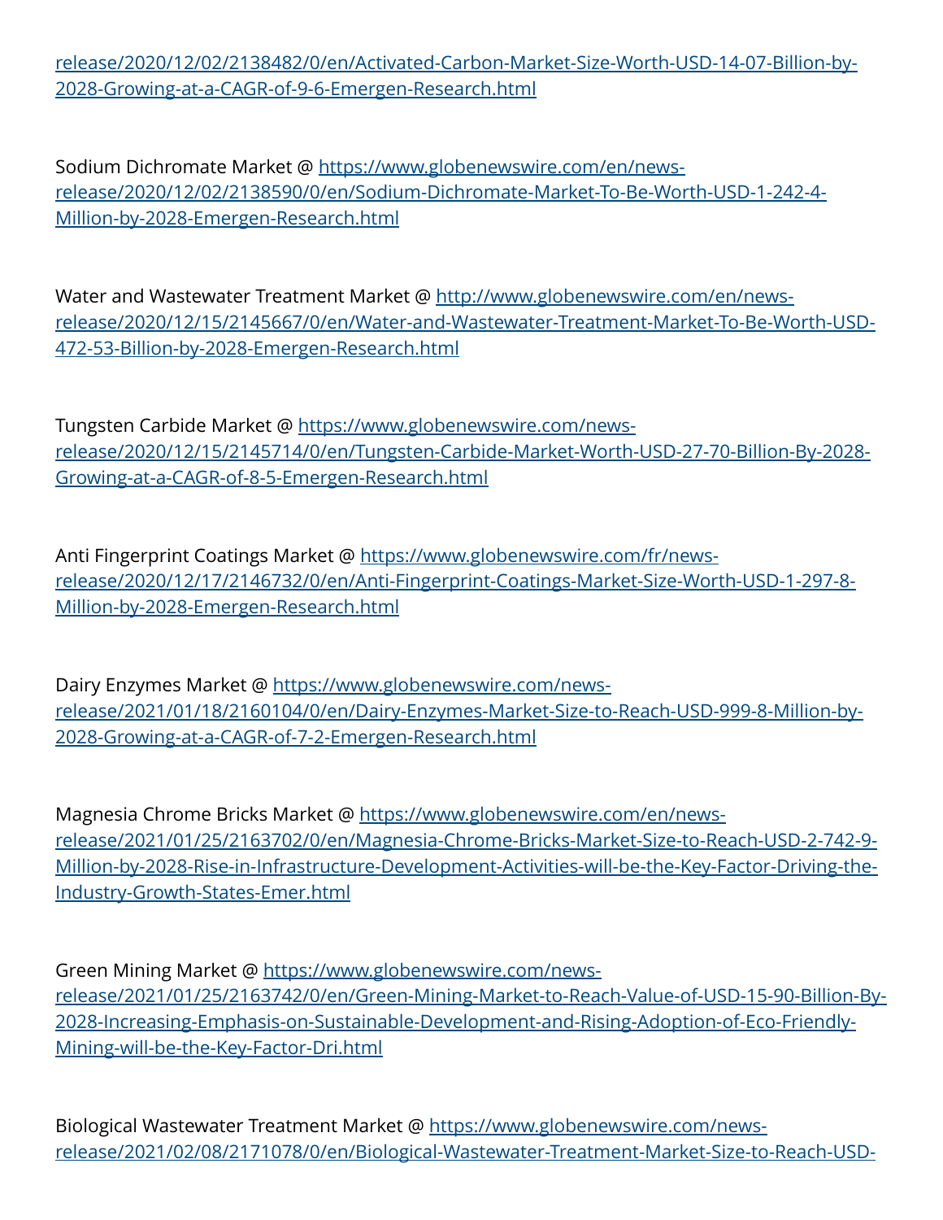release/2020/12/02/2138482/0/en/Activated-Carbon-Market-Size-Worth-USD-14-07-Billion-by-2028-Growing-at-a-CAGR-of-9-6-Emergen-Research.html

Sodium Dichromate Market @ https://www.globenewswire.com/en/news-release/2020/12/02/2138590/0/en/Sodium-Dichromate-Market-To-Be-Worth-USD-1-242-4-Million-by-2028-Emergen-Research.html

Water and Wastewater Treatment Market @ http://www.globenewswire.com/en/news-release/2020/12/15/2145667/0/en/Water-and-Wastewater-Treatment-Market-To-Be-Worth-USD-472-53-Billion-by-2028-Emergen-Research.html

Tungsten Carbide Market @ https://www.globenewswire.com/news-release/2020/12/15/2145714/0/en/Tungsten-Carbide-Market-Worth-USD-27-70-Billion-By-2028-Growing-at-a-CAGR-of-8-5-Emergen-Research.html

Anti Fingerprint Coatings Market @ https://www.globenewswire.com/fr/news-release/2020/12/17/2146732/0/en/Anti-Fingerprint-Coatings-Market-Size-Worth-USD-1-297-8-Million-by-2028-Emergen-Research.html

Dairy Enzymes Market @ https://www.globenewswire.com/news-release/2021/01/18/2160104/0/en/Dairy-Enzymes-Market-Size-to-Reach-USD-999-8-Million-by-2028-Growing-at-a-CAGR-of-7-2-Emergen-Research.html

Magnesia Chrome Bricks Market @ https://www.globenewswire.com/en/news-release/2021/01/25/2163702/0/en/Magnesia-Chrome-Bricks-Market-Size-to-Reach-USD-2-742-9-Million-by-2028-Rise-in-Infrastructure-Development-Activities-will-be-the-Key-Factor-Driving-the-Industry-Growth-States-Emer.html

Green Mining Market @ https://www.globenewswire.com/news-release/2021/01/25/2163742/0/en/Green-Mining-Market-to-Reach-Value-of-USD-15-90-Billion-By-2028-Increasing-Emphasis-on-Sustainable-Development-and-Rising-Adoption-of-Eco-Friendly-Mining-will-be-the-Key-Factor-Dri.html

Biological Wastewater Treatment Market @ https://www.globenewswire.com/news-release/2021/02/08/2171078/0/en/Biological-Wastewater-Treatment-Market-Size-to-Reach-USD-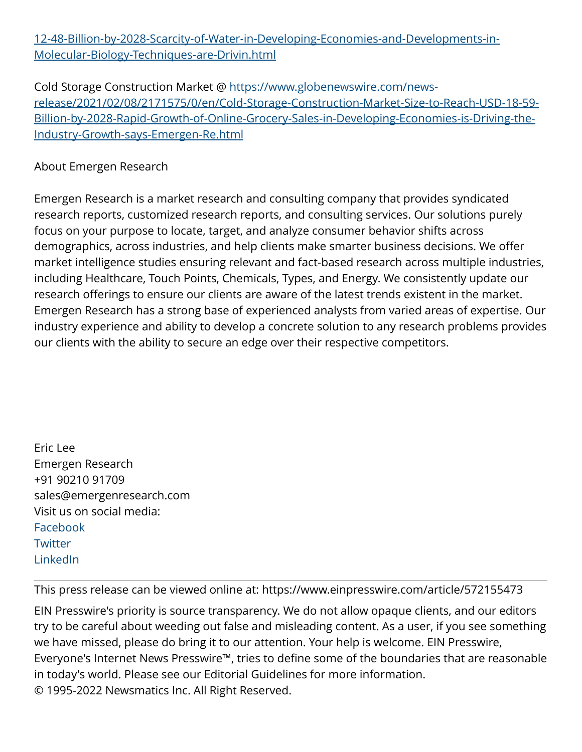12-48-Billion-by-2028-Scarcity-of-Water-in-Developing-Economies-and-Developments-in-Molecular-Biology-Techniques-are-Drivin.html

Cold Storage Construction Market @ https://www.globenewswire.com/news-release/2021/02/08/2171575/0/en/Cold-Storage-Construction-Market-Size-to-Reach-USD-18-59-Billion-by-2028-Rapid-Growth-of-Online-Grocery-Sales-in-Developing-Economies-is-Driving-the-Industry-Growth-says-Emergen-Re.html

About Emergen Research

Emergen Research is a market research and consulting company that provides syndicated research reports, customized research reports, and consulting services. Our solutions purely focus on your purpose to locate, target, and analyze consumer behavior shifts across demographics, across industries, and help clients make smarter business decisions. We offer market intelligence studies ensuring relevant and fact-based research across multiple industries, including Healthcare, Touch Points, Chemicals, Types, and Energy. We consistently update our research offerings to ensure our clients are aware of the latest trends existent in the market. Emergen Research has a strong base of experienced analysts from varied areas of expertise. Our industry experience and ability to develop a concrete solution to any research problems provides our clients with the ability to secure an edge over their respective competitors.

Eric Lee
Emergen Research
+91 90210 91709
sales@emergenresearch.com
Visit us on social media:
Facebook
Twitter
LinkedIn

This press release can be viewed online at: https://www.einpresswire.com/article/572155473

EIN Presswire's priority is source transparency. We do not allow opaque clients, and our editors try to be careful about weeding out false and misleading content. As a user, if you see something we have missed, please do bring it to our attention. Your help is welcome. EIN Presswire, Everyone's Internet News Presswire™, tries to define some of the boundaries that are reasonable in today's world. Please see our Editorial Guidelines for more information.
© 1995-2022 Newsmatics Inc. All Right Reserved.